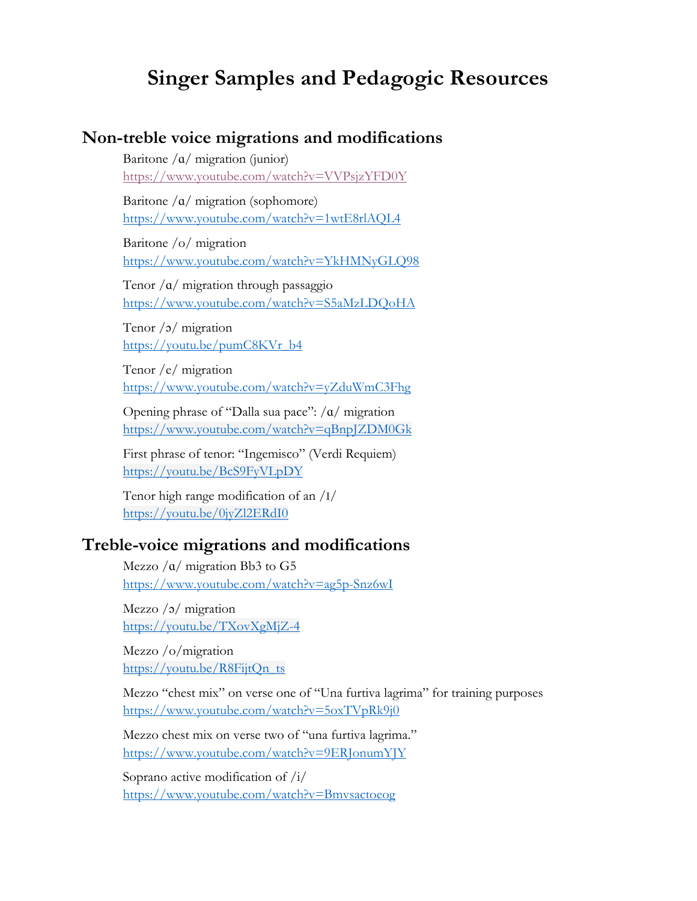# Singer Samples and Pedagogic Resources

## Non-treble voice migrations and modifications

Baritone /ɑ/ migration (junior)
https://www.youtube.com/watch?v=VVPsjzYFD0Y

Baritone /ɑ/ migration (sophomore)
https://www.youtube.com/watch?v=1wtE8rlAQL4

Baritone /o/ migration
https://www.youtube.com/watch?v=YkHMNyGLQ98

Tenor /ɑ/ migration through passaggio
https://www.youtube.com/watch?v=S5aMzLDQoHA

Tenor /ɔ/ migration
https://youtu.be/pumC8KVr_b4

Tenor /e/ migration
https://www.youtube.com/watch?v=yZduWmC3Fhg

Opening phrase of "Dalla sua pace": /ɑ/ migration
https://www.youtube.com/watch?v=qBnpJZDM0Gk

First phrase of tenor: "Ingemisco" (Verdi Requiem)
https://youtu.be/BcS9FyVLpDY

Tenor high range modification of an /ɪ/
https://youtu.be/0jyZl2ERdI0

## Treble-voice migrations and modifications

Mezzo /ɑ/ migration Bb3 to G5
https://www.youtube.com/watch?v=ag5p-Snz6wI

Mezzo /ɔ/ migration
https://youtu.be/TXovXgMjZ-4

Mezzo /o/migration
https://youtu.be/R8FijtQn_ts

Mezzo "chest mix" on verse one of "Una furtiva lagrima" for training purposes
https://www.youtube.com/watch?v=5oxTVpRk9j0

Mezzo chest mix on verse two of "una furtiva lagrima."
https://www.youtube.com/watch?v=9ERJonumYJY

Soprano active modification of /i/
https://www.youtube.com/watch?v=Bmvsactoeog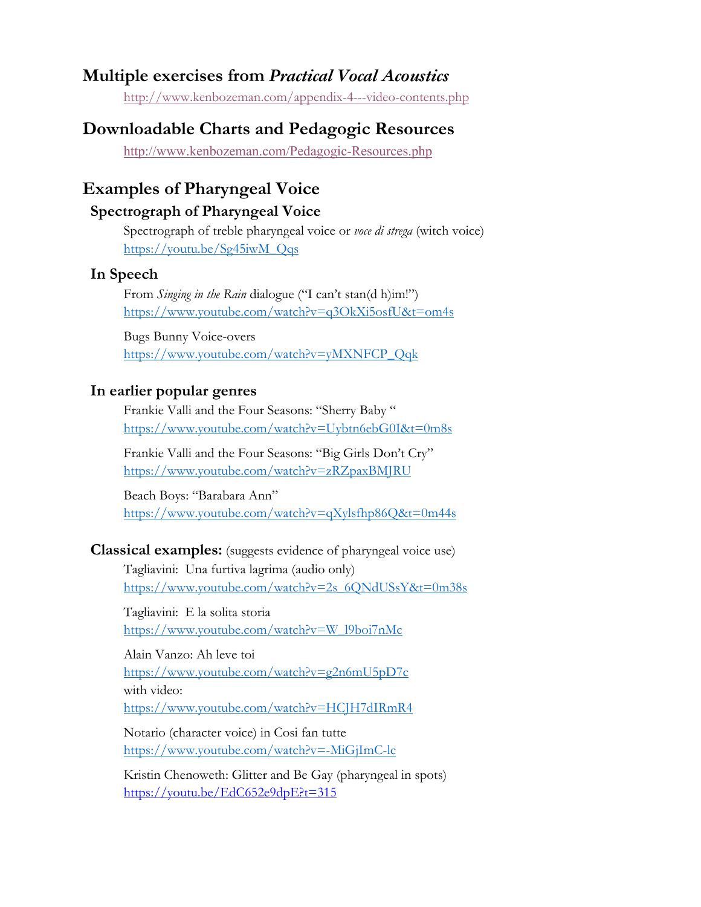## Multiple exercises from *Practical Vocal Acoustics*

http://www.kenbozeman.com/appendix-4---video-contents.php

## Downloadable Charts and Pedagogic Resources

http://www.kenbozeman.com/Pedagogic-Resources.php

## Examples of Pharyngeal Voice

### Spectrograph of Pharyngeal Voice

Spectrograph of treble pharyngeal voice or *voce di strega* (witch voice)
https://youtu.be/Sg45iwM_Qqs

### In Speech

From *Singing in the Rain* dialogue ("I can't stan(d h)im!")
https://www.youtube.com/watch?v=q3OkXi5osfU&t=om4s

Bugs Bunny Voice-overs
https://www.youtube.com/watch?v=yMXNFCP_Qqk

### In earlier popular genres

Frankie Valli and the Four Seasons: "Sherry Baby "
https://www.youtube.com/watch?v=Uybtn6ebG0I&t=0m8s

Frankie Valli and the Four Seasons: "Big Girls Don't Cry"
https://www.youtube.com/watch?v=zRZpaxBMJRU

Beach Boys: "Barabara Ann"
https://www.youtube.com/watch?v=qXylsfhp86Q&t=0m44s

### Classical examples: (suggests evidence of pharyngeal voice use)

Tagliavini: Una furtiva lagrima (audio only)
https://www.youtube.com/watch?v=2s_6QNdUSsY&t=0m38s

Tagliavini: E la solita storia
https://www.youtube.com/watch?v=W_l9boi7nMc

Alain Vanzo: Ah leve toi
https://www.youtube.com/watch?v=g2n6mU5pD7c
with video:
https://www.youtube.com/watch?v=HCJH7dIRmR4

Notario (character voice) in Cosi fan tutte
https://www.youtube.com/watch?v=-MiGjImC-lc

Kristin Chenoweth: Glitter and Be Gay (pharyngeal in spots)
https://youtu.be/EdC652e9dpE?t=315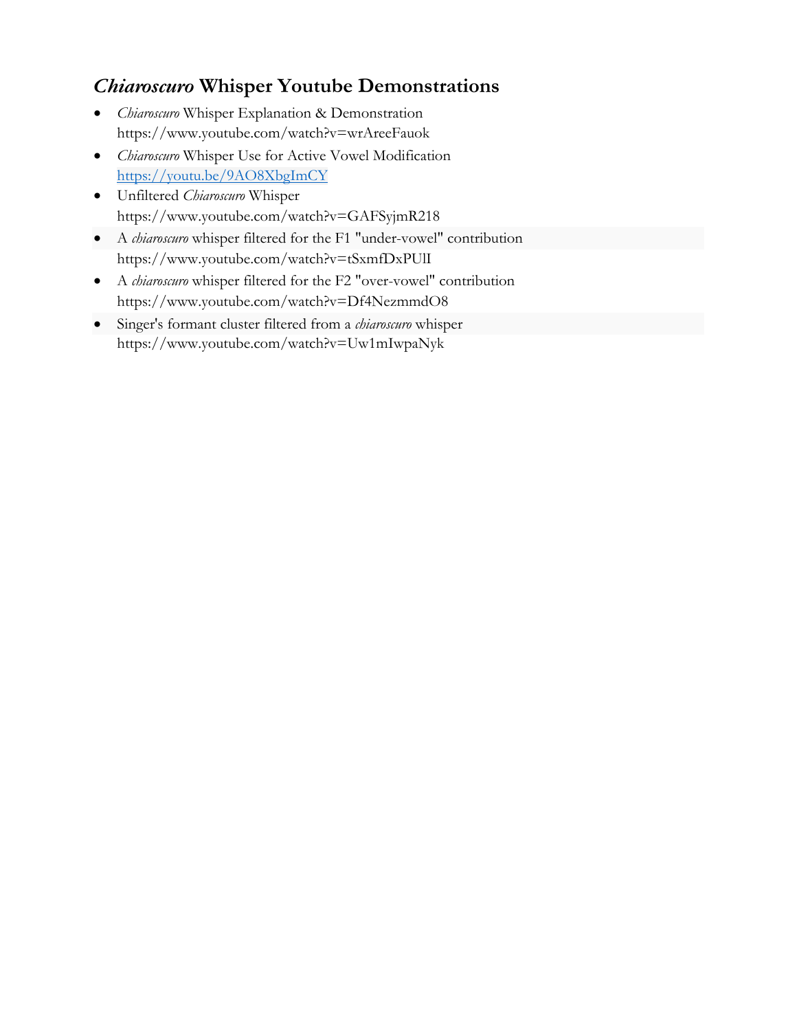## *Chiaroscuro* Whisper Youtube Demonstrations

- *Chiaroscuro* Whisper Explanation & Demonstration
  https://www.youtube.com/watch?v=wrAreeFauok
- *Chiaroscuro* Whisper Use for Active Vowel Modification
  https://youtu.be/9AO8XbgImCY
- Unfiltered *Chiaroscuro* Whisper
  https://www.youtube.com/watch?v=GAFSyjmR218
- A *chiaroscuro* whisper filtered for the F1 "under-vowel" contribution
  https://www.youtube.com/watch?v=tSxmfDxPUlI
- A *chiaroscuro* whisper filtered for the F2 "over-vowel" contribution
  https://www.youtube.com/watch?v=Df4NezmmdO8
- Singer's formant cluster filtered from a *chiaroscuro* whisper
  https://www.youtube.com/watch?v=Uw1mIwpaNyk